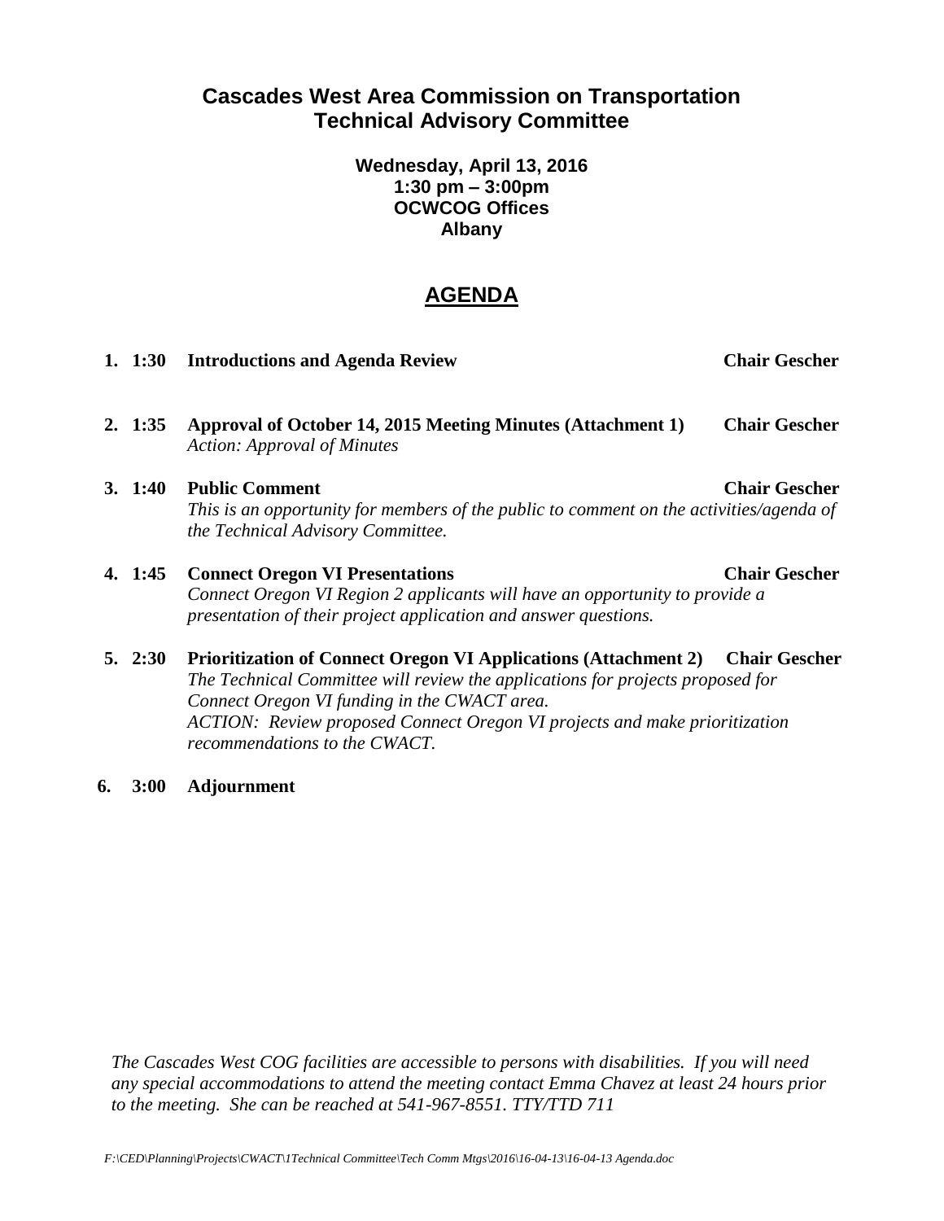# Cascades West Area Commission on Transportation
# Technical Advisory Committee

**Wednesday, April 13, 2016**
**1:30 pm – 3:00pm**
**OCWCOG Offices**
**Albany**

## AGENDA

1. **1:30 Introductions and Agenda Review** — **Chair Gescher**

2. **1:35 Approval of October 14, 2015 Meeting Minutes (Attachment 1)** — **Chair Gescher**
   *Action: Approval of Minutes*

3. **1:40 Public Comment** — **Chair Gescher**
   *This is an opportunity for members of the public to comment on the activities/agenda of the Technical Advisory Committee.*

4. **1:45 Connect Oregon VI Presentations** — **Chair Gescher**
   *Connect Oregon VI Region 2 applicants will have an opportunity to provide a presentation of their project application and answer questions.*

5. **2:30 Prioritization of Connect Oregon VI Applications (Attachment 2)** — **Chair Gescher**
   *The Technical Committee will review the applications for projects proposed for Connect Oregon VI funding in the CWACT area.*
   *ACTION: Review proposed Connect Oregon VI projects and make prioritization recommendations to the CWACT.*

6. **3:00 Adjournment**

*The Cascades West COG facilities are accessible to persons with disabilities. If you will need any special accommodations to attend the meeting contact Emma Chavez at least 24 hours prior to the meeting. She can be reached at 541-967-8551. TTY/TTD 711*

*F:\CED\Planning\Projects\CWACT\1Technical Committee\Tech Comm Mtgs\2016\16-04-13\16-04-13 Agenda.doc*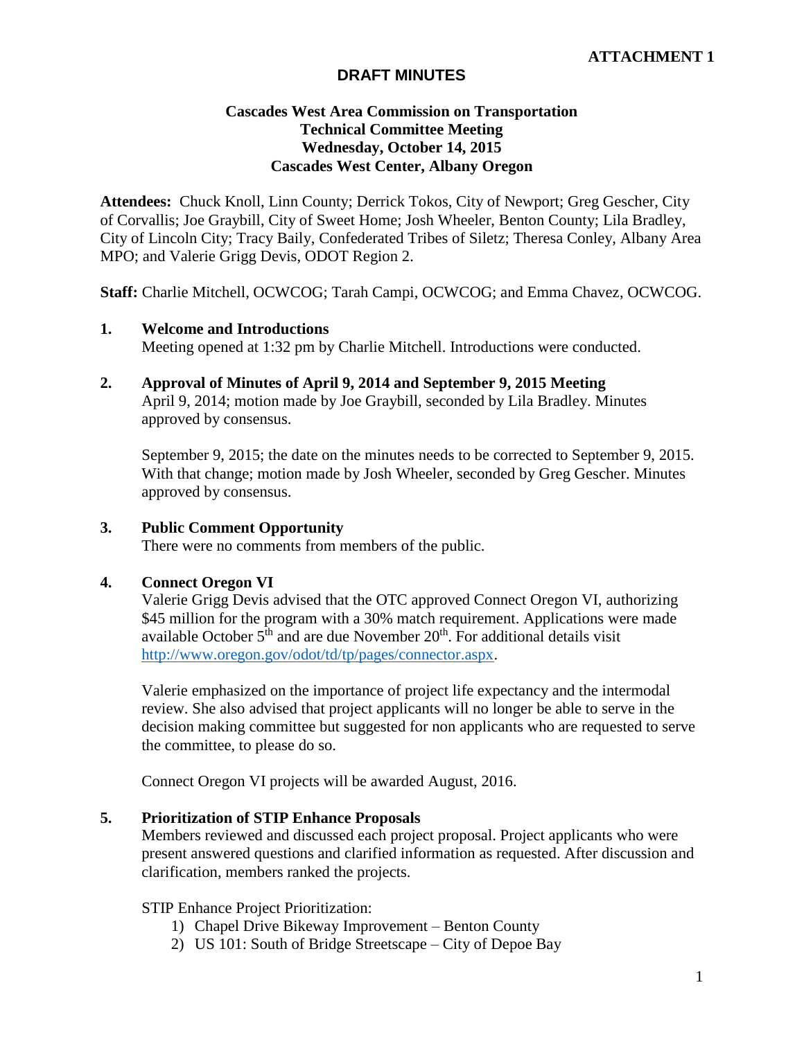**ATTACHMENT 1**

# DRAFT MINUTES

**Cascades West Area Commission on Transportation**
**Technical Committee Meeting**
**Wednesday, October 14, 2015**
**Cascades West Center, Albany Oregon**

**Attendees:** Chuck Knoll, Linn County; Derrick Tokos, City of Newport; Greg Gescher, City of Corvallis; Joe Graybill, City of Sweet Home; Josh Wheeler, Benton County; Lila Bradley, City of Lincoln City; Tracy Baily, Confederated Tribes of Siletz; Theresa Conley, Albany Area MPO; and Valerie Grigg Devis, ODOT Region 2.

**Staff:** Charlie Mitchell, OCWCOG; Tarah Campi, OCWCOG; and Emma Chavez, OCWCOG.

**1. Welcome and Introductions**

Meeting opened at 1:32 pm by Charlie Mitchell. Introductions were conducted.

**2. Approval of Minutes of April 9, 2014 and September 9, 2015 Meeting**

April 9, 2014; motion made by Joe Graybill, seconded by Lila Bradley. Minutes approved by consensus.

September 9, 2015; the date on the minutes needs to be corrected to September 9, 2015. With that change; motion made by Josh Wheeler, seconded by Greg Gescher. Minutes approved by consensus.

**3. Public Comment Opportunity**

There were no comments from members of the public.

**4. Connect Oregon VI**

Valerie Grigg Devis advised that the OTC approved Connect Oregon VI, authorizing $45 million for the program with a 30% match requirement. Applications were made available October 5th and are due November 20th. For additional details visit http://www.oregon.gov/odot/td/tp/pages/connector.aspx.

Valerie emphasized on the importance of project life expectancy and the intermodal review. She also advised that project applicants will no longer be able to serve in the decision making committee but suggested for non applicants who are requested to serve the committee, to please do so.

Connect Oregon VI projects will be awarded August, 2016.

**5. Prioritization of STIP Enhance Proposals**

Members reviewed and discussed each project proposal. Project applicants who were present answered questions and clarified information as requested. After discussion and clarification, members ranked the projects.

STIP Enhance Project Prioritization:

1) Chapel Drive Bikeway Improvement – Benton County
2) US 101: South of Bridge Streetscape – City of Depoe Bay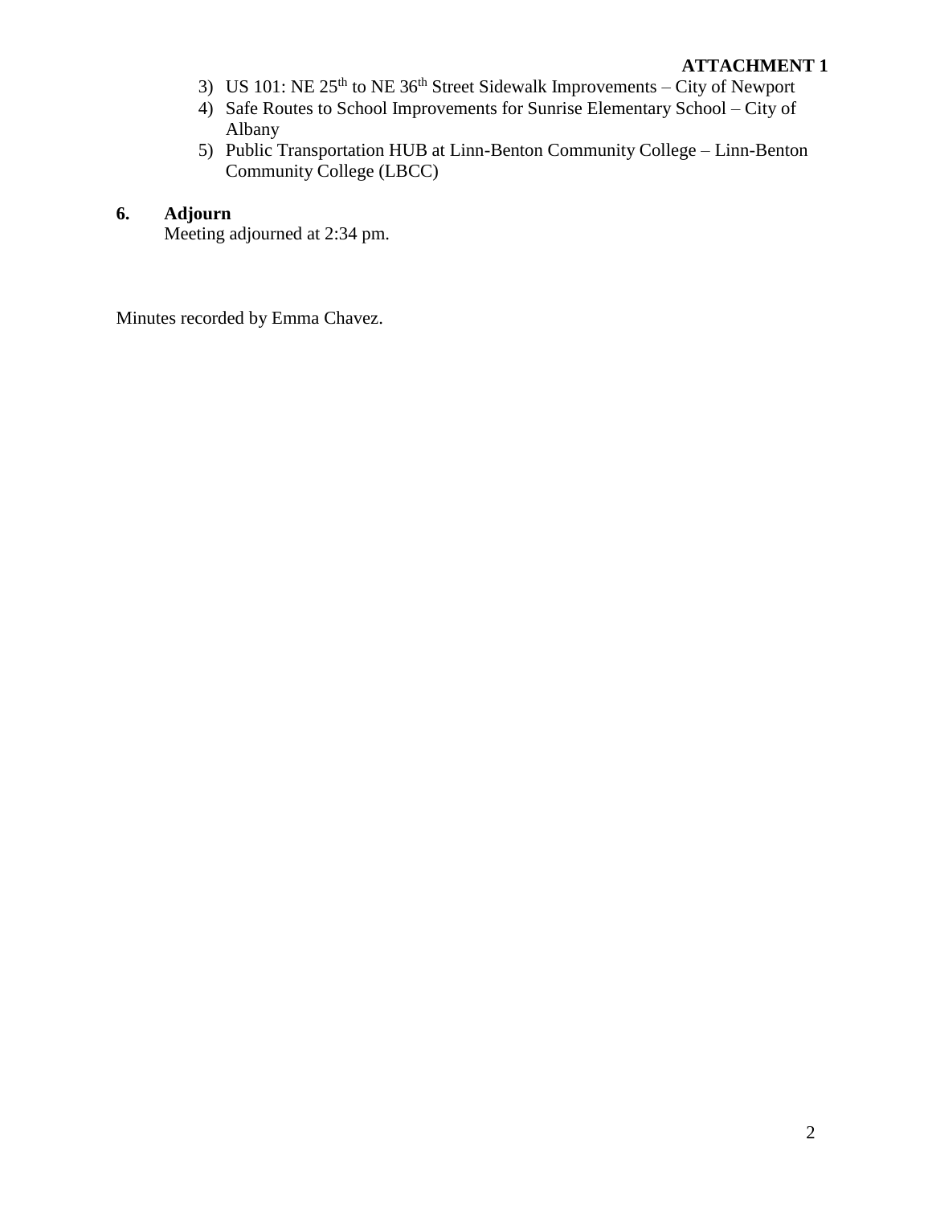**ATTACHMENT 1**

3) US 101: NE 25th to NE 36th Street Sidewalk Improvements – City of Newport
4) Safe Routes to School Improvements for Sunrise Elementary School – City of Albany
5) Public Transportation HUB at Linn-Benton Community College – Linn-Benton Community College (LBCC)

**6. Adjourn**

Meeting adjourned at 2:34 pm.

Minutes recorded by Emma Chavez.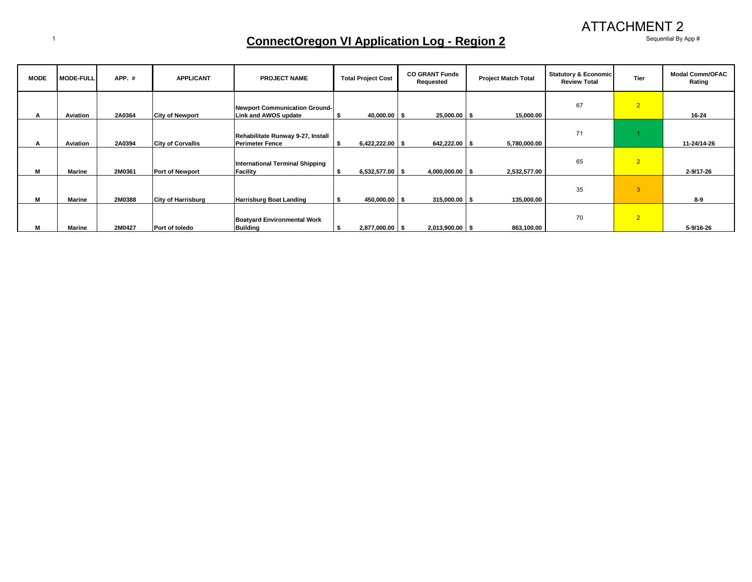ATTACHMENT 2

# ConnectOregon VI Application Log - Region 2

Sequential By App #

| MODE | MODE-FULL | APP. # | APPLICANT | PROJECT NAME | Total Project Cost | CO GRANT Funds Requested | Project Match Total | Statutory & Economic Review Total | Tier | Modal Comm/OFAC Rating |
|---|---|---|---|---|---|---|---|---|---|---|
| A | Aviation | 2A0364 | City of Newport | Newport Communication Ground-Link and AWOS update | $ 40,000.00 | $ 25,000.00 | $ 15,000.00 | 67 | 2 | 16-24 |
| A | Aviation | 2A0394 | City of Corvallis | Rehabilitate Runway 9-27, Install Perimeter Fence | $ 6,422,222.00 | $ 642,222.00 | $ 5,780,000.00 | 71 | 1 | 11-24/14-26 |
| M | Marine | 2M0361 | Port of Newport | International Terminal Shipping Facility | $ 6,532,577.00 | $ 4,000,000.00 | $ 2,532,577.00 | 65 | 2 | 2-9/17-26 |
| M | Marine | 2M0388 | City of Harrisburg | Harrisburg Boat Landing | $ 450,000.00 | $ 315,000.00 | $ 135,000.00 | 35 | 3 | 8-9 |
| M | Marine | 2M0427 | Port of toledo | Boatyard Environmental Work Building | $ 2,877,000.00 | $ 2,013,900.00 | $ 863,100.00 | 70 | 2 | 5-9/16-26 |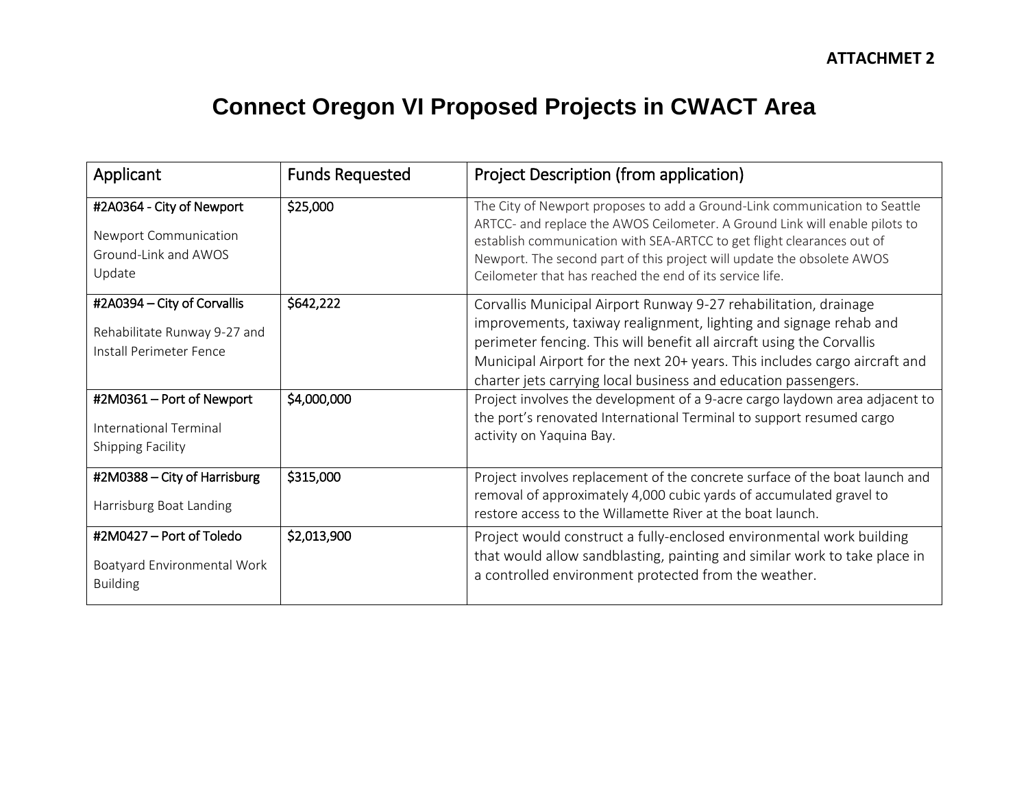**ATTACHMET 2**

# Connect Oregon VI Proposed Projects in CWACT Area

| Applicant | Funds Requested | Project Description (from application) |
|---|---|---|
| **#2A0364 - City of Newport**<br>Newport Communication Ground-Link and AWOS Update | $25,000 | The City of Newport proposes to add a Ground-Link communication to Seattle ARTCC- and replace the AWOS Ceilometer. A Ground Link will enable pilots to establish communication with SEA-ARTCC to get flight clearances out of Newport. The second part of this project will update the obsolete AWOS Ceilometer that has reached the end of its service life. |
| **#2A0394 – City of Corvallis**<br>Rehabilitate Runway 9-27 and Install Perimeter Fence | $642,222 | Corvallis Municipal Airport Runway 9-27 rehabilitation, drainage improvements, taxiway realignment, lighting and signage rehab and perimeter fencing. This will benefit all aircraft using the Corvallis Municipal Airport for the next 20+ years. This includes cargo aircraft and charter jets carrying local business and education passengers. |
| **#2M0361 – Port of Newport**<br>International Terminal Shipping Facility | $4,000,000 | Project involves the development of a 9-acre cargo laydown area adjacent to the port's renovated International Terminal to support resumed cargo activity on Yaquina Bay. |
| **#2M0388 – City of Harrisburg**<br>Harrisburg Boat Landing | $315,000 | Project involves replacement of the concrete surface of the boat launch and removal of approximately 4,000 cubic yards of accumulated gravel to restore access to the Willamette River at the boat launch. |
| **#2M0427 – Port of Toledo**<br>Boatyard Environmental Work Building | $2,013,900 | Project would construct a fully-enclosed environmental work building that would allow sandblasting, painting and similar work to take place in a controlled environment protected from the weather. |